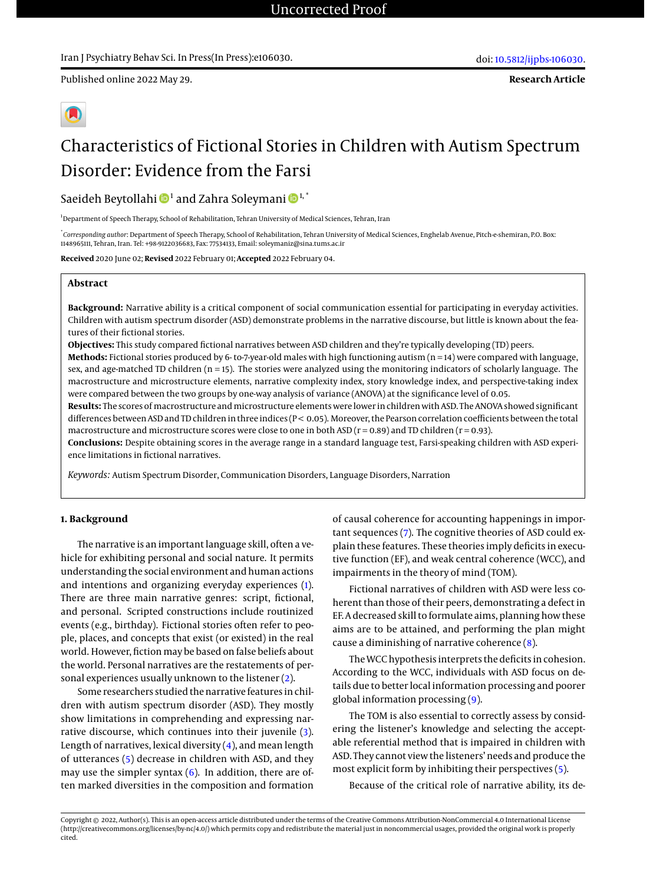Published online 2022 May 29.

**Research Article**

# Characteristics of Fictional Stories in Children with Autism Spectrum Disorder: Evidence from the Farsi

Saeideh Beytollahi [1] and Zahra Soleymani [1,*]

[1]Department of Speech Therapy, School of Rehabilitation, Tehran University of Medical Sciences, Tehran, Iran

[*]*Corresponding author*: Department of Speech Therapy, School of Rehabilitation, Tehran University of Medical Sciences, Enghelab Avenue, Pitch-e-shemiran, P.O. Box: 1148965111, Tehran, Iran. Tel: +98-9122036683, Fax: 77534133, Email: soleymaniz@sina.tums.ac.ir

**Received** 2020 June 02; **Revised** 2022 February 01; **Accepted** 2022 February 04.

## Abstract

**Background:** Narrative ability is a critical component of social communication essential for participating in everyday activities. Children with autism spectrum disorder (ASD) demonstrate problems in the narrative discourse, but little is known about the features of their fictional stories.

**Objectives:** This study compared fictional narratives between ASD children and they're typically developing (TD) peers.

**Methods:** Fictional stories produced by 6- to-7-year-old males with high functioning autism (n = 14) were compared with language, sex, and age-matched TD children (n = 15). The stories were analyzed using the monitoring indicators of scholarly language. The macrostructure and microstructure elements, narrative complexity index, story knowledge index, and perspective-taking index were compared between the two groups by one-way analysis of variance (ANOVA) at the significance level of 0.05.

**Results:** The scores of macrostructure and microstructure elements were lower in children with ASD. The ANOVA showed significant differences between ASD and TD children in three indices ($P < 0.05$). Moreover, the Pearson correlation coefficients between the total macrostructure and microstructure scores were close to one in both ASD ($r = 0.89$) and TD children ($r = 0.93$).

**Conclusions:** Despite obtaining scores in the average range in a standard language test, Farsi-speaking children with ASD experience limitations in fictional narratives.

*Keywords:* Autism Spectrum Disorder, Communication Disorders, Language Disorders, Narration

## 1. Background

The narrative is an important language skill, often a vehicle for exhibiting personal and social nature. It permits understanding the social environment and human actions and intentions and organizing everyday experiences (1). There are three main narrative genres: script, fictional, and personal. Scripted constructions include routinized events (e.g., birthday). Fictional stories often refer to people, places, and concepts that exist (or existed) in the real world. However, fiction may be based on false beliefs about the world. Personal narratives are the restatements of personal experiences usually unknown to the listener (2).

Some researchers studied the narrative features in children with autism spectrum disorder (ASD). They mostly show limitations in comprehending and expressing narrative discourse, which continues into their juvenile (3). Length of narratives, lexical diversity (4), and mean length of utterances (5) decrease in children with ASD, and they may use the simpler syntax (6). In addition, there are often marked diversities in the composition and formation of causal coherence for accounting happenings in important sequences (7). The cognitive theories of ASD could explain these features. These theories imply deficits in executive function (EF), and weak central coherence (WCC), and impairments in the theory of mind (TOM).

Fictional narratives of children with ASD were less coherent than those of their peers, demonstrating a defect in EF. A decreased skill to formulate aims, planning how these aims are to be attained, and performing the plan might cause a diminishing of narrative coherence (8).

The WCC hypothesis interprets the deficits in cohesion. According to the WCC, individuals with ASD focus on details due to better local information processing and poorer global information processing (9).

The TOM is also essential to correctly assess by considering the listener's knowledge and selecting the acceptable referential method that is impaired in children with ASD. They cannot view the listeners' needs and produce the most explicit form by inhibiting their perspectives (5).

Because of the critical role of narrative ability, its de-

Copyright © 2022, Author(s). This is an open-access article distributed under the terms of the Creative Commons Attribution-NonCommercial 4.0 International License (http://creativecommons.org/licenses/by-nc/4.0/) which permits copy and redistribute the material just in noncommercial usages, provided the original work is properly cited.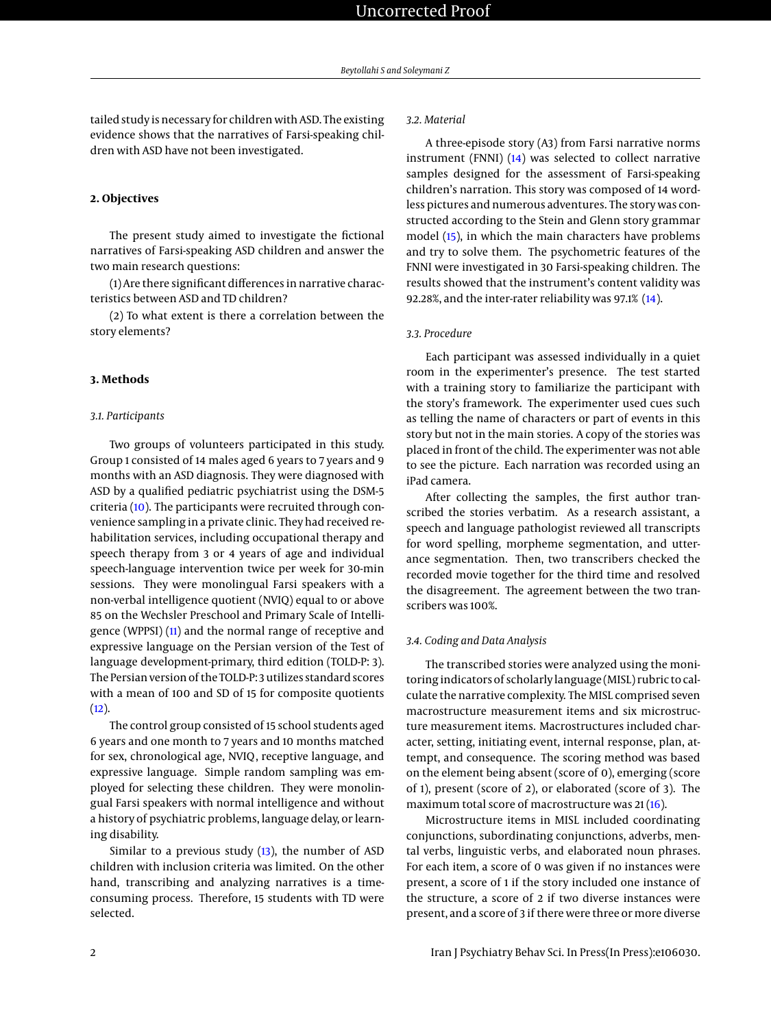tailed study is necessary for children with ASD. The existing evidence shows that the narratives of Farsi-speaking children with ASD have not been investigated.

## 2. Objectives

The present study aimed to investigate the fictional narratives of Farsi-speaking ASD children and answer the two main research questions:

(1) Are there significant differences in narrative characteristics between ASD and TD children?

(2) To what extent is there a correlation between the story elements?

## 3. Methods

### 3.1. Participants

Two groups of volunteers participated in this study. Group 1 consisted of 14 males aged 6 years to 7 years and 9 months with an ASD diagnosis. They were diagnosed with ASD by a qualified pediatric psychiatrist using the DSM-5 criteria (10). The participants were recruited through convenience sampling in a private clinic. They had received rehabilitation services, including occupational therapy and speech therapy from 3 or 4 years of age and individual speech-language intervention twice per week for 30-min sessions. They were monolingual Farsi speakers with a non-verbal intelligence quotient (NVIQ) equal to or above 85 on the Wechsler Preschool and Primary Scale of Intelligence (WPPSI) (11) and the normal range of receptive and expressive language on the Persian version of the Test of language development-primary, third edition (TOLD-P: 3). The Persian version of the TOLD-P: 3 utilizes standard scores with a mean of 100 and SD of 15 for composite quotients (12).

The control group consisted of 15 school students aged 6 years and one month to 7 years and 10 months matched for sex, chronological age, NVIQ, receptive language, and expressive language. Simple random sampling was employed for selecting these children. They were monolingual Farsi speakers with normal intelligence and without a history of psychiatric problems, language delay, or learning disability.

Similar to a previous study (13), the number of ASD children with inclusion criteria was limited. On the other hand, transcribing and analyzing narratives is a time-consuming process. Therefore, 15 students with TD were selected.

### 3.2. Material

A three-episode story (A3) from Farsi narrative norms instrument (FNNI) (14) was selected to collect narrative samples designed for the assessment of Farsi-speaking children's narration. This story was composed of 14 wordless pictures and numerous adventures. The story was constructed according to the Stein and Glenn story grammar model (15), in which the main characters have problems and try to solve them. The psychometric features of the FNNI were investigated in 30 Farsi-speaking children. The results showed that the instrument's content validity was 92.28%, and the inter-rater reliability was 97.1% (14).

### 3.3. Procedure

Each participant was assessed individually in a quiet room in the experimenter's presence. The test started with a training story to familiarize the participant with the story's framework. The experimenter used cues such as telling the name of characters or part of events in this story but not in the main stories. A copy of the stories was placed in front of the child. The experimenter was not able to see the picture. Each narration was recorded using an iPad camera.

After collecting the samples, the first author transcribed the stories verbatim. As a research assistant, a speech and language pathologist reviewed all transcripts for word spelling, morpheme segmentation, and utterance segmentation. Then, two transcribers checked the recorded movie together for the third time and resolved the disagreement. The agreement between the two transcribers was 100%.

### 3.4. Coding and Data Analysis

The transcribed stories were analyzed using the monitoring indicators of scholarly language (MISL) rubric to calculate the narrative complexity. The MISL comprised seven macrostructure measurement items and six microstructure measurement items. Macrostructures included character, setting, initiating event, internal response, plan, attempt, and consequence. The scoring method was based on the element being absent (score of 0), emerging (score of 1), present (score of 2), or elaborated (score of 3). The maximum total score of macrostructure was 21 (16).

Microstructure items in MISL included coordinating conjunctions, subordinating conjunctions, adverbs, mental verbs, linguistic verbs, and elaborated noun phrases. For each item, a score of 0 was given if no instances were present, a score of 1 if the story included one instance of the structure, a score of 2 if two diverse instances were present, and a score of 3 if there were three or more diverse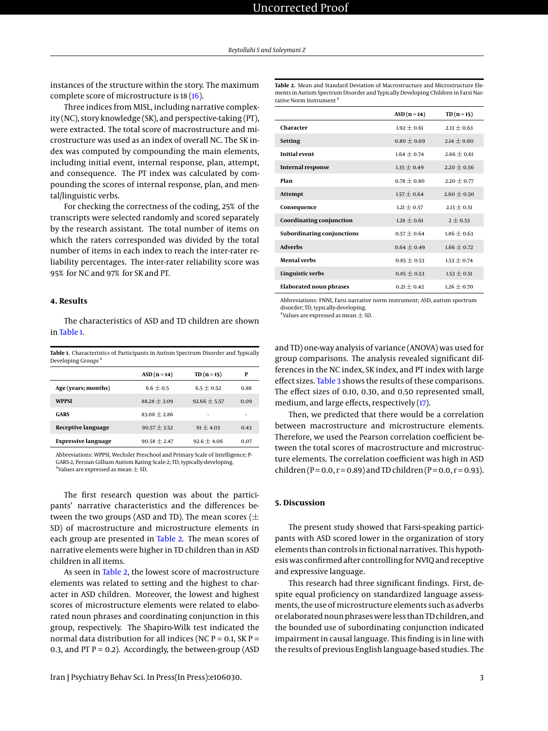instances of the structure within the story. The maximum complete score of microstructure is 18 (16).

Three indices from MISL, including narrative complexity (NC), story knowledge (SK), and perspective-taking (PT), were extracted. The total score of macrostructure and microstructure was used as an index of overall NC. The SK index was computed by compounding the main elements, including initial event, internal response, plan, attempt, and consequence. The PT index was calculated by compounding the scores of internal response, plan, and mental/linguistic verbs.

For checking the correctness of the coding, 25% of the transcripts were selected randomly and scored separately by the research assistant. The total number of items on which the raters corresponded was divided by the total number of items in each index to reach the inter-rater reliability percentages. The inter-rater reliability score was 95% for NC and 97% for SK and PT.

## 4. Results

The characteristics of ASD and TD children are shown in Table 1.

**Table 1.** Characteristics of Participants in Autism Spectrum Disorder and Typically Developing Groups [a]

| | ASD (n = 14) | TD (n = 15) | P |
|---|---|---|---|
| **Age (years; months)** | 6.6 ± 0.5 | 6.5 ± 0.52 | 0.88 |
| **WPPSI** | 88.28 ± 3.09 | 92.66 ± 5.57 | 0.09 |
| **GARS** | 83.08 ± 2.86 | - | - |
| **Receptive language** | 90.57 ± 3.52 | 91 ± 4.03 | 0.43 |
| **Expressive language** | 90.58 ± 2.47 | 92.6 ± 4.06 | 0.07 |

Abbreviations: WPPSI, Wechsler Preschool and Primary Scale of Intelligence; P-GARS-2, Persian Gilliam Autism Rating Scale-2; TD, typically-developing.
[a]Values are expressed as mean ± SD.

The first research question was about the participants' narrative characteristics and the differences between the two groups (ASD and TD). The mean scores (± SD) of macrostructure and microstructure elements in each group are presented in Table 2. The mean scores of narrative elements were higher in TD children than in ASD children in all items.

As seen in Table 2, the lowest score of macrostructure elements was related to setting and the highest to character in ASD children. Moreover, the lowest and highest scores of microstructure elements were related to elaborated noun phrases and coordinating conjunction in this group, respectively. The Shapiro-Wilk test indicated the normal data distribution for all indices (NC P = 0.1, SK P = 0.3, and PT P = 0.2). Accordingly, the between-group (ASD and TD) one-way analysis of variance (ANOVA) was used for group comparisons. The analysis revealed significant differences in the NC index, SK index, and PT index with large effect sizes. Table 3 shows the results of these comparisons. The effect sizes of 0.10, 0.30, and 0.50 represented small, medium, and large effects, respectively (17).

**Table 2.** Mean and Standard Deviation of Macrostructure and Microstructure Elements in Autism Spectrum Disorder and Typically Developing Children in Farsi Narrative Norm Instrument [a]

| | ASD (n = 14) | TD (n = 15) |
|---|---|---|
| **Character** | 1.92 ± 0.61 | 2.13 ± 0.63 |
| **Setting** | 0.80 ± 0.69 | 2.14 ± 0.60 |
| **Initial event** | 1.64 ± 0.74 | 2.66 ± 0.61 |
| **Internal response** | 1.35 ± 0.49 | 2.20 ± 0.56 |
| **Plan** | 0.78 ± 0.80 | 2.20 ± 0.77 |
| **Attempt** | 1.57 ± 0.64 | 2.60 ± 0.50 |
| **Consequence** | 1.21 ± 0.57 | 2.13 ± 0.51 |
| **Coordinating conjunction** | 1.28 ± 0.61 | 2 ± 0.53 |
| **Subordinating conjunctions** | 0.57 ± 0.64 | 1.86 ± 0.63 |
| **Adverbs** | 0.64 ± 0.49 | 1.66 ± 0.72 |
| **Mental verbs** | 0.85 ± 0.53 | 1.53 ± 0.74 |
| **Linguistic verbs** | 0.85 ± 0.53 | 1.53 ± 0.51 |
| **Elaborated noun phrases** | 0.21 ± 0.42 | 1.26 ± 0.70 |

Abbreviations: FNNI, Farsi narrative norm instrument; ASD, autism spectrum disorder; TD, typically-developing.
[a]Values are expressed as mean ± SD.

Then, we predicted that there would be a correlation between macrostructure and microstructure elements. Therefore, we used the Pearson correlation coefficient between the total scores of macrostructure and microstructure elements. The correlation coefficient was high in ASD children (P = 0.0, r = 0.89) and TD children (P = 0.0, r = 0.93).

## 5. Discussion

The present study showed that Farsi-speaking participants with ASD scored lower in the organization of story elements than controls in fictional narratives. This hypothesis was confirmed after controlling for NVIQ and receptive and expressive language.

This research had three significant findings. First, despite equal proficiency on standardized language assessments, the use of microstructure elements such as adverbs or elaborated noun phrases were less than TD children, and the bounded use of subordinating conjunction indicated impairment in causal language. This finding is in line with the results of previous English language-based studies. The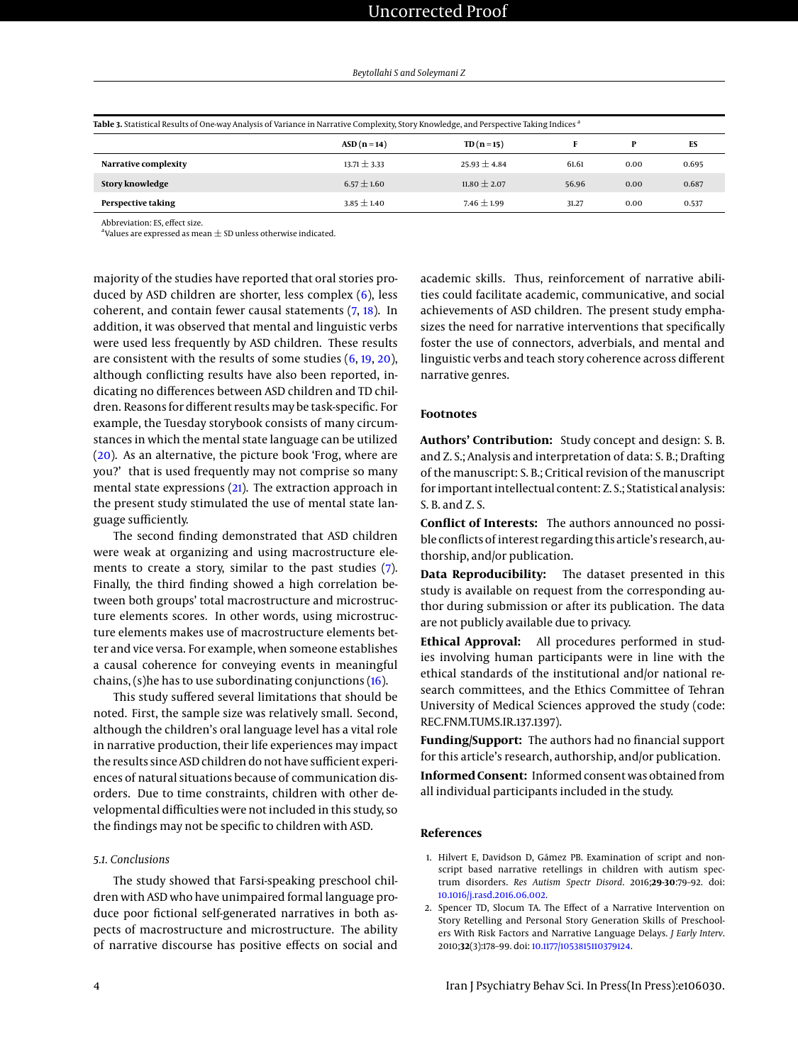**Table 3.** Statistical Results of One-way Analysis of Variance in Narrative Complexity, Story Knowledge, and Perspective Taking Indices [a]

| | ASD (n = 14) | TD (n = 15) | F | P | ES |
|---|---|---|---|---|---|
| **Narrative complexity** | 13.71 ± 3.33 | 25.93 ± 4.84 | 61.61 | 0.00 | 0.695 |
| **Story knowledge** | 6.57 ± 1.60 | 11.80 ± 2.07 | 56.96 | 0.00 | 0.687 |
| **Perspective taking** | 3.85 ± 1.40 | 7.46 ± 1.99 | 31.27 | 0.00 | 0.537 |

Abbreviation: ES, effect size.
[a]Values are expressed as mean ± SD unless otherwise indicated.

majority of the studies have reported that oral stories produced by ASD children are shorter, less complex (6), less coherent, and contain fewer causal statements (7, 18). In addition, it was observed that mental and linguistic verbs were used less frequently by ASD children. These results are consistent with the results of some studies (6, 19, 20), although conflicting results have also been reported, indicating no differences between ASD children and TD children. Reasons for different results may be task-specific. For example, the Tuesday storybook consists of many circumstances in which the mental state language can be utilized (20). As an alternative, the picture book 'Frog, where are you?' that is used frequently may not comprise so many mental state expressions (21). The extraction approach in the present study stimulated the use of mental state language sufficiently.

The second finding demonstrated that ASD children were weak at organizing and using macrostructure elements to create a story, similar to the past studies (7). Finally, the third finding showed a high correlation between both groups' total macrostructure and microstructure elements scores. In other words, using microstructure elements makes use of macrostructure elements better and vice versa. For example, when someone establishes a causal coherence for conveying events in meaningful chains, (s)he has to use subordinating conjunctions (16).

This study suffered several limitations that should be noted. First, the sample size was relatively small. Second, although the children's oral language level has a vital role in narrative production, their life experiences may impact the results since ASD children do not have sufficient experiences of natural situations because of communication disorders. Due to time constraints, children with other developmental difficulties were not included in this study, so the findings may not be specific to children with ASD.

### 5.1. Conclusions

The study showed that Farsi-speaking preschool children with ASD who have unimpaired formal language produce poor fictional self-generated narratives in both aspects of macrostructure and microstructure. The ability of narrative discourse has positive effects on social and academic skills. Thus, reinforcement of narrative abilities could facilitate academic, communicative, and social achievements of ASD children. The present study emphasizes the need for narrative interventions that specifically foster the use of connectors, adverbials, and mental and linguistic verbs and teach story coherence across different narrative genres.

## Footnotes

**Authors' Contribution:** Study concept and design: S. B. and Z. S.; Analysis and interpretation of data: S. B.; Drafting of the manuscript: S. B.; Critical revision of the manuscript for important intellectual content: Z. S.; Statistical analysis: S. B. and Z. S.

**Conflict of Interests:** The authors announced no possible conflicts of interest regarding this article's research, authorship, and/or publication.

**Data Reproducibility:** The dataset presented in this study is available on request from the corresponding author during submission or after its publication. The data are not publicly available due to privacy.

**Ethical Approval:** All procedures performed in studies involving human participants were in line with the ethical standards of the institutional and/or national research committees, and the Ethics Committee of Tehran University of Medical Sciences approved the study (code: REC.FNM.TUMS.IR.137.1397).

**Funding/Support:** The authors had no financial support for this article's research, authorship, and/or publication.

**Informed Consent:** Informed consent was obtained from all individual participants included in the study.

## References

1. Hilvert E, Davidson D, Gámez PB. Examination of script and non-script based narrative retellings in children with autism spectrum disorders. *Res Autism Spectr Disord*. 2016;**29-30**:79–92. doi: 10.1016/j.rasd.2016.06.002.
2. Spencer TD, Slocum TA. The Effect of a Narrative Intervention on Story Retelling and Personal Story Generation Skills of Preschoolers With Risk Factors and Narrative Language Delays. *J Early Interv*. 2010;**32**(3):178–99. doi: 10.1177/1053815110379124.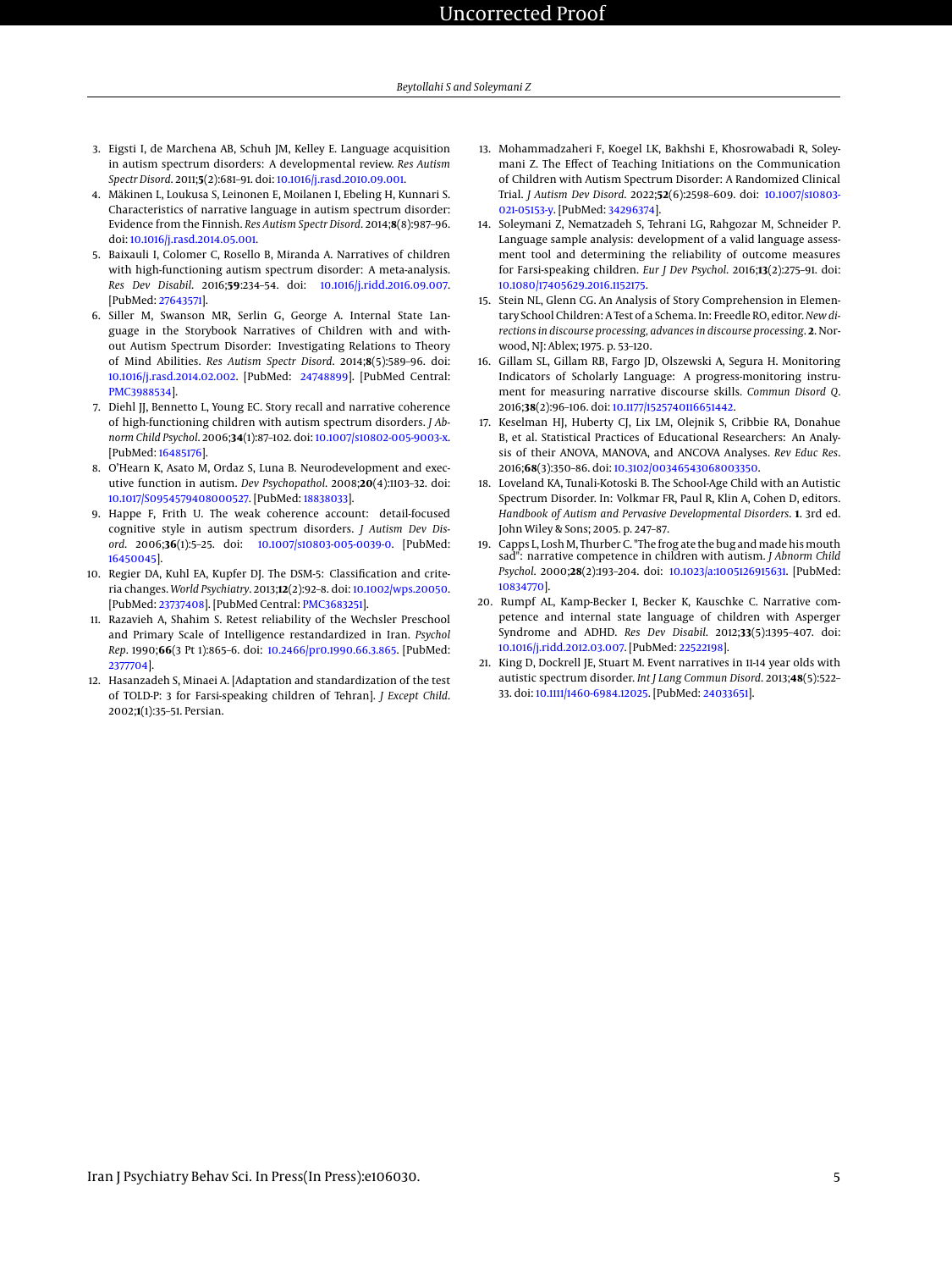3. Eigsti I, de Marchena AB, Schuh JM, Kelley E. Language acquisition in autism spectrum disorders: A developmental review. *Res Autism Spectr Disord*. 2011;**5**(2):681–91. doi: 10.1016/j.rasd.2010.09.001.
4. Mäkinen L, Loukusa S, Leinonen E, Moilanen I, Ebeling H, Kunnari S. Characteristics of narrative language in autism spectrum disorder: Evidence from the Finnish. *Res Autism Spectr Disord*. 2014;**8**(8):987–96. doi: 10.1016/j.rasd.2014.05.001.
5. Baixauli I, Colomer C, Rosello B, Miranda A. Narratives of children with high-functioning autism spectrum disorder: A meta-analysis. *Res Dev Disabil*. 2016;**59**:234–54. doi: 10.1016/j.ridd.2016.09.007. [PubMed: 27643571].
6. Siller M, Swanson MR, Serlin G, George A. Internal State Language in the Storybook Narratives of Children with and without Autism Spectrum Disorder: Investigating Relations to Theory of Mind Abilities. *Res Autism Spectr Disord*. 2014;**8**(5):589–96. doi: 10.1016/j.rasd.2014.02.002. [PubMed: 24748899]. [PubMed Central: PMC3988534].
7. Diehl JJ, Bennetto L, Young EC. Story recall and narrative coherence of high-functioning children with autism spectrum disorders. *J Abnorm Child Psychol*. 2006;**34**(1):87–102. doi: 10.1007/s10802-005-9003-x. [PubMed: 16485176].
8. O'Hearn K, Asato M, Ordaz S, Luna B. Neurodevelopment and executive function in autism. *Dev Psychopathol*. 2008;**20**(4):1103–32. doi: 10.1017/S0954579408000527. [PubMed: 18838033].
9. Happe F, Frith U. The weak coherence account: detail-focused cognitive style in autism spectrum disorders. *J Autism Dev Disord*. 2006;**36**(1):5–25. doi: 10.1007/s10803-005-0039-0. [PubMed: 16450045].
10. Regier DA, Kuhl EA, Kupfer DJ. The DSM-5: Classification and criteria changes. *World Psychiatry*. 2013;**12**(2):92–8. doi: 10.1002/wps.20050. [PubMed: 23737408]. [PubMed Central: PMC3683251].
11. Razavieh A, Shahim S. Retest reliability of the Wechsler Preschool and Primary Scale of Intelligence restandardized in Iran. *Psychol Rep*. 1990;**66**(3 Pt 1):865–6. doi: 10.2466/pr0.1990.66.3.865. [PubMed: 2377704].
12. Hasanzadeh S, Minaei A. [Adaptation and standardization of the test of TOLD-P: 3 for Farsi-speaking children of Tehran]. *J Except Child*. 2002;**1**(1):35–51. Persian.
13. Mohammadzaheri F, Koegel LK, Bakhshi E, Khosrowabadi R, Soleymani Z. The Effect of Teaching Initiations on the Communication of Children with Autism Spectrum Disorder: A Randomized Clinical Trial. *J Autism Dev Disord*. 2022;**52**(6):2598–609. doi: 10.1007/s10803-021-05153-y. [PubMed: 34296374].
14. Soleymani Z, Nematzadeh S, Tehrani LG, Rahgozar M, Schneider P. Language sample analysis: development of a valid language assessment tool and determining the reliability of outcome measures for Farsi-speaking children. *Eur J Dev Psychol*. 2016;**13**(2):275–91. doi: 10.1080/17405629.2016.1152175.
15. Stein NL, Glenn CG. An Analysis of Story Comprehension in Elementary School Children: A Test of a Schema. In: Freedle RO, editor. *New directions in discourse processing, advances in discourse processing*. **2**. Norwood, NJ: Ablex; 1975. p. 53–120.
16. Gillam SL, Gillam RB, Fargo JD, Olszewski A, Segura H. Monitoring Indicators of Scholarly Language: A progress-monitoring instrument for measuring narrative discourse skills. *Commun Disord Q*. 2016;**38**(2):96–106. doi: 10.1177/1525740116651442.
17. Keselman HJ, Huberty CJ, Lix LM, Olejnik S, Cribbie RA, Donahue B, et al. Statistical Practices of Educational Researchers: An Analysis of their ANOVA, MANOVA, and ANCOVA Analyses. *Rev Educ Res*. 2016;**68**(3):350–86. doi: 10.3102/00346543068003350.
18. Loveland KA, Tunali-Kotoski B. The School-Age Child with an Autistic Spectrum Disorder. In: Volkmar FR, Paul R, Klin A, Cohen D, editors. *Handbook of Autism and Pervasive Developmental Disorders*. **1**. 3rd ed. John Wiley & Sons; 2005. p. 247–87.
19. Capps L, Losh M, Thurber C. "The frog ate the bug and made his mouth sad": narrative competence in children with autism. *J Abnorm Child Psychol*. 2000;**28**(2):193–204. doi: 10.1023/a:1005126915631. [PubMed: 10834770].
20. Rumpf AL, Kamp-Becker I, Becker K, Kauschke C. Narrative competence and internal state language of children with Asperger Syndrome and ADHD. *Res Dev Disabil*. 2012;**33**(5):1395–407. doi: 10.1016/j.ridd.2012.03.007. [PubMed: 22522198].
21. King D, Dockrell JE, Stuart M. Event narratives in 11-14 year olds with autistic spectrum disorder. *Int J Lang Commun Disord*. 2013;**48**(5):522–33. doi: 10.1111/1460-6984.12025. [PubMed: 24033651].